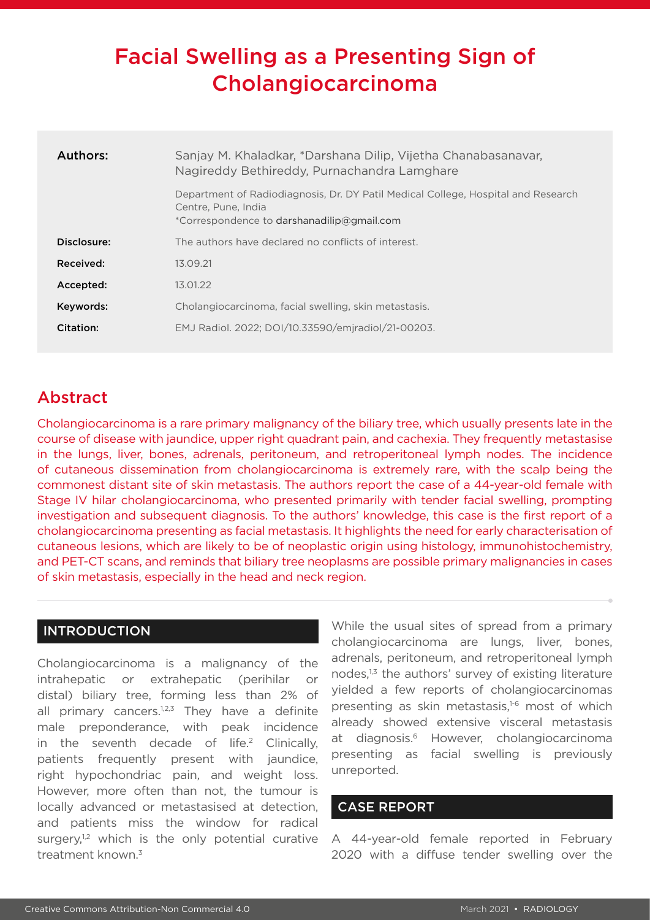# Facial Swelling as a Presenting Sign of Cholangiocarcinoma

| | |
|---|---|
| **Authors:** | Sanjay M. Khaladkar, *Darshana Dilip, Vijetha Chanabasanavar, Nagireddy Bethireddy, Purnachandra Lamghare<br><br>Department of Radiodiagnosis, Dr. DY Patil Medical College, Hospital and Research Centre, Pune, India<br>*Correspondence to darshanadilip@gmail.com |
| **Disclosure:** | The authors have declared no conflicts of interest. |
| **Received:** | 13.09.21 |
| **Accepted:** | 13.01.22 |
| **Keywords:** | Cholangiocarcinoma, facial swelling, skin metastasis. |
| **Citation:** | EMJ Radiol. 2022; DOI/10.33590/emjradiol/21-00203. |

## Abstract

Cholangiocarcinoma is a rare primary malignancy of the biliary tree, which usually presents late in the course of disease with jaundice, upper right quadrant pain, and cachexia. They frequently metastasise in the lungs, liver, bones, adrenals, peritoneum, and retroperitoneal lymph nodes. The incidence of cutaneous dissemination from cholangiocarcinoma is extremely rare, with the scalp being the commonest distant site of skin metastasis. The authors report the case of a 44-year-old female with Stage IV hilar cholangiocarcinoma, who presented primarily with tender facial swelling, prompting investigation and subsequent diagnosis. To the authors' knowledge, this case is the first report of a cholangiocarcinoma presenting as facial metastasis. It highlights the need for early characterisation of cutaneous lesions, which are likely to be of neoplastic origin using histology, immunohistochemistry, and PET-CT scans, and reminds that biliary tree neoplasms are possible primary malignancies in cases of skin metastasis, especially in the head and neck region.

## INTRODUCTION

Cholangiocarcinoma is a malignancy of the intrahepatic or extrahepatic (perihilar or distal) biliary tree, forming less than 2% of all primary cancers.[1,2,3] They have a definite male preponderance, with peak incidence in the seventh decade of life.[2] Clinically, patients frequently present with jaundice, right hypochondriac pain, and weight loss. However, more often than not, the tumour is locally advanced or metastasised at detection, and patients miss the window for radical surgery,[1,2] which is the only potential curative treatment known.[3]

While the usual sites of spread from a primary cholangiocarcinoma are lungs, liver, bones, adrenals, peritoneum, and retroperitoneal lymph nodes,[1,3] the authors' survey of existing literature yielded a few reports of cholangiocarcinomas presenting as skin metastasis,[1-6] most of which already showed extensive visceral metastasis at diagnosis.[6] However, cholangiocarcinoma presenting as facial swelling is previously unreported.

## CASE REPORT

A 44-year-old female reported in February 2020 with a diffuse tender swelling over the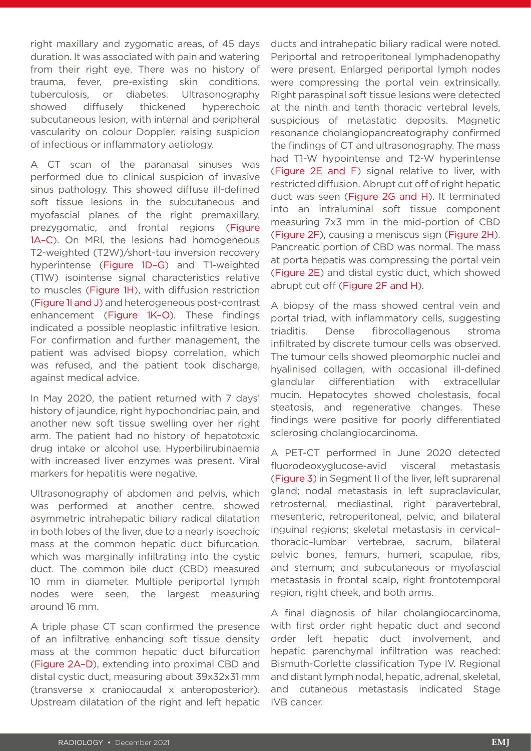right maxillary and zygomatic areas, of 45 days duration. It was associated with pain and watering from their right eye. There was no history of trauma, fever, pre-existing skin conditions, tuberculosis, or diabetes. Ultrasonography showed diffusely thickened hyperechoic subcutaneous lesion, with internal and peripheral vascularity on colour Doppler, raising suspicion of infectious or inflammatory aetiology.

A CT scan of the paranasal sinuses was performed due to clinical suspicion of invasive sinus pathology. This showed diffuse ill-defined soft tissue lesions in the subcutaneous and myofascial planes of the right premaxillary, prezygomatic, and frontal regions (Figure 1A–C). On MRI, the lesions had homogeneous T2-weighted (T2W)/short-tau inversion recovery hyperintense (Figure 1D–G) and T1-weighted (T1W) isointense signal characteristics relative to muscles (Figure 1H), with diffusion restriction (Figure 1I and J) and heterogeneous post-contrast enhancement (Figure 1K–O). These findings indicated a possible neoplastic infiltrative lesion. For confirmation and further management, the patient was advised biopsy correlation, which was refused, and the patient took discharge, against medical advice.

In May 2020, the patient returned with 7 days' history of jaundice, right hypochondriac pain, and another new soft tissue swelling over her right arm. The patient had no history of hepatotoxic drug intake or alcohol use. Hyperbilirubinaemia with increased liver enzymes was present. Viral markers for hepatitis were negative.

Ultrasonography of abdomen and pelvis, which was performed at another centre, showed asymmetric intrahepatic biliary radical dilatation in both lobes of the liver, due to a nearly isoechoic mass at the common hepatic duct bifurcation, which was marginally infiltrating into the cystic duct. The common bile duct (CBD) measured 10 mm in diameter. Multiple periportal lymph nodes were seen, the largest measuring around 16 mm.

A triple phase CT scan confirmed the presence of an infiltrative enhancing soft tissue density mass at the common hepatic duct bifurcation (Figure 2A–D), extending into proximal CBD and distal cystic duct, measuring about 39x32x31 mm (transverse x craniocaudal x anteroposterior). Upstream dilatation of the right and left hepatic ducts and intrahepatic biliary radical were noted. Periportal and retroperitoneal lymphadenopathy were present. Enlarged periportal lymph nodes were compressing the portal vein extrinsically. Right paraspinal soft tissue lesions were detected at the ninth and tenth thoracic vertebral levels, suspicious of metastatic deposits. Magnetic resonance cholangiopancreatography confirmed the findings of CT and ultrasonography. The mass had T1-W hypointense and T2-W hyperintense (Figure 2E and F) signal relative to liver, with restricted diffusion. Abrupt cut off of right hepatic duct was seen (Figure 2G and H). It terminated into an intraluminal soft tissue component measuring 7x3 mm in the mid-portion of CBD (Figure 2F), causing a meniscus sign (Figure 2H). Pancreatic portion of CBD was normal. The mass at porta hepatis was compressing the portal vein (Figure 2E) and distal cystic duct, which showed abrupt cut off (Figure 2F and H).

A biopsy of the mass showed central vein and portal triad, with inflammatory cells, suggesting triaditis. Dense fibrocollagenous stroma infiltrated by discrete tumour cells was observed. The tumour cells showed pleomorphic nuclei and hyalinised collagen, with occasional ill-defined glandular differentiation with extracellular mucin. Hepatocytes showed cholestasis, focal steatosis, and regenerative changes. These findings were positive for poorly differentiated sclerosing cholangiocarcinoma.

A PET-CT performed in June 2020 detected fluorodeoxyglucose-avid visceral metastasis (Figure 3) in Segment II of the liver, left suprarenal gland; nodal metastasis in left supraclavicular, retrosternal, mediastinal, right paravertebral, mesenteric, retroperitoneal, pelvic, and bilateral inguinal regions; skeletal metastasis in cervical–thoracic–lumbar vertebrae, sacrum, bilateral pelvic bones, femurs, humeri, scapulae, ribs, and sternum; and subcutaneous or myofascial metastasis in frontal scalp, right frontotemporal region, right cheek, and both arms.

A final diagnosis of hilar cholangiocarcinoma, with first order right hepatic duct and second order left hepatic duct involvement, and hepatic parenchymal infiltration was reached: Bismuth-Corlette classification Type IV. Regional and distant lymph nodal, hepatic, adrenal, skeletal, and cutaneous metastasis indicated Stage IVB cancer.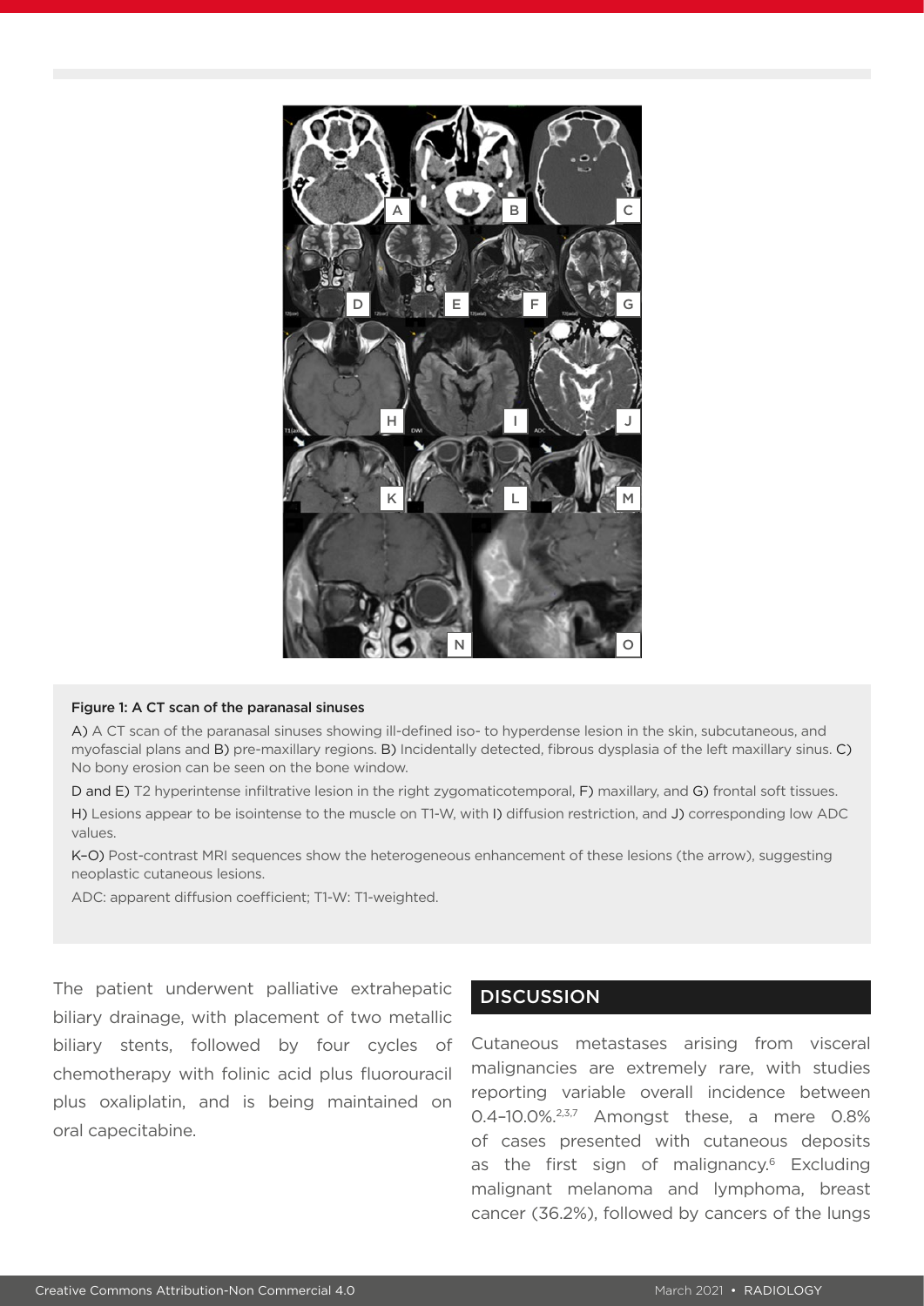**Figure 1: A CT scan of the paranasal sinuses**

A) A CT scan of the paranasal sinuses showing ill-defined iso- to hyperdense lesion in the skin, subcutaneous, and myofascial plans and B) pre-maxillary regions. B) Incidentally detected, fibrous dysplasia of the left maxillary sinus. C) No bony erosion can be seen on the bone window.

D and E) T2 hyperintense infiltrative lesion in the right zygomaticotemporal, F) maxillary, and G) frontal soft tissues.

H) Lesions appear to be isointense to the muscle on T1-W, with I) diffusion restriction, and J) corresponding low ADC values.

K–O) Post-contrast MRI sequences show the heterogeneous enhancement of these lesions (the arrow), suggesting neoplastic cutaneous lesions.

ADC: apparent diffusion coefficient; T1-W: T1-weighted.

The patient underwent palliative extrahepatic biliary drainage, with placement of two metallic biliary stents, followed by four cycles of chemotherapy with folinic acid plus fluorouracil plus oxaliplatin, and is being maintained on oral capecitabine.

## DISCUSSION

Cutaneous metastases arising from visceral malignancies are extremely rare, with studies reporting variable overall incidence between 0.4–10.0%.[2,3,7] Amongst these, a mere 0.8% of cases presented with cutaneous deposits as the first sign of malignancy.[6] Excluding malignant melanoma and lymphoma, breast cancer (36.2%), followed by cancers of the lungs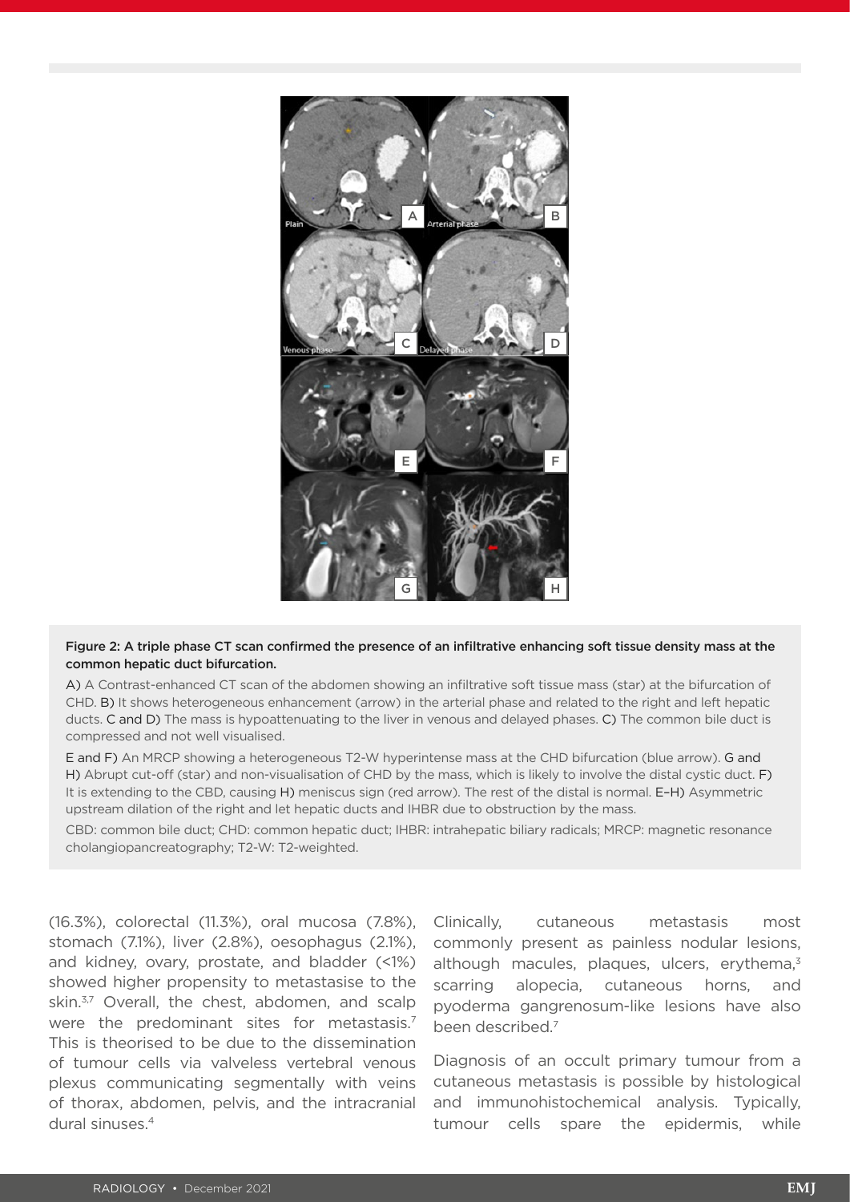**Figure 2: A triple phase CT scan confirmed the presence of an infiltrative enhancing soft tissue density mass at the common hepatic duct bifurcation.**

A) A Contrast-enhanced CT scan of the abdomen showing an infiltrative soft tissue mass (star) at the bifurcation of CHD. B) It shows heterogeneous enhancement (arrow) in the arterial phase and related to the right and left hepatic ducts. C and D) The mass is hypoattenuating to the liver in venous and delayed phases. C) The common bile duct is compressed and not well visualised.

E and F) An MRCP showing a heterogeneous T2-W hyperintense mass at the CHD bifurcation (blue arrow). G and H) Abrupt cut-off (star) and non-visualisation of CHD by the mass, which is likely to involve the distal cystic duct. F) It is extending to the CBD, causing H) meniscus sign (red arrow). The rest of the distal is normal. E–H) Asymmetric upstream dilation of the right and let hepatic ducts and IHBR due to obstruction by the mass.

CBD: common bile duct; CHD: common hepatic duct; IHBR: intrahepatic biliary radicals; MRCP: magnetic resonance cholangiopancreatography; T2-W: T2-weighted.

(16.3%), colorectal (11.3%), oral mucosa (7.8%), stomach (7.1%), liver (2.8%), oesophagus (2.1%), and kidney, ovary, prostate, and bladder (<1%) showed higher propensity to metastasise to the skin.[3,7] Overall, the chest, abdomen, and scalp were the predominant sites for metastasis.[7] This is theorised to be due to the dissemination of tumour cells via valveless vertebral venous plexus communicating segmentally with veins of thorax, abdomen, pelvis, and the intracranial dural sinuses.[4]

Clinically, cutaneous metastasis most commonly present as painless nodular lesions, although macules, plaques, ulcers, erythema,[3] scarring alopecia, cutaneous horns, and pyoderma gangrenosum-like lesions have also been described.[7]

Diagnosis of an occult primary tumour from a cutaneous metastasis is possible by histological and immunohistochemical analysis. Typically, tumour cells spare the epidermis, while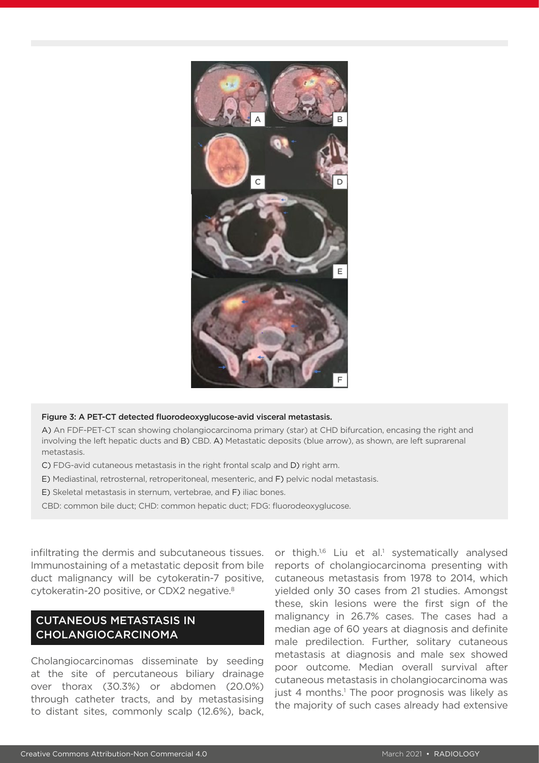Figure 3: A PET-CT detected fluorodeoxyglucose-avid visceral metastasis.

A) An FDF-PET-CT scan showing cholangiocarcinoma primary (star) at CHD bifurcation, encasing the right and involving the left hepatic ducts and B) CBD. A) Metastatic deposits (blue arrow), as shown, are left suprarenal metastasis.

C) FDG-avid cutaneous metastasis in the right frontal scalp and D) right arm.

E) Mediastinal, retrosternal, retroperitoneal, mesenteric, and F) pelvic nodal metastasis.

E) Skeletal metastasis in sternum, vertebrae, and F) iliac bones.

CBD: common bile duct; CHD: common hepatic duct; FDG: fluorodeoxyglucose.

infiltrating the dermis and subcutaneous tissues. Immunostaining of a metastatic deposit from bile duct malignancy will be cytokeratin-7 positive, cytokeratin-20 positive, or CDX2 negative.[8]

## CUTANEOUS METASTASIS IN CHOLANGIOCARCINOMA

Cholangiocarcinomas disseminate by seeding at the site of percutaneous biliary drainage over thorax (30.3%) or abdomen (20.0%) through catheter tracts, and by metastasising to distant sites, commonly scalp (12.6%), back, or thigh.[1,6] Liu et al.[1] systematically analysed reports of cholangiocarcinoma presenting with cutaneous metastasis from 1978 to 2014, which yielded only 30 cases from 21 studies. Amongst these, skin lesions were the first sign of the malignancy in 26.7% cases. The cases had a median age of 60 years at diagnosis and definite male predilection. Further, solitary cutaneous metastasis at diagnosis and male sex showed poor outcome. Median overall survival after cutaneous metastasis in cholangiocarcinoma was just 4 months.[1] The poor prognosis was likely as the majority of such cases already had extensive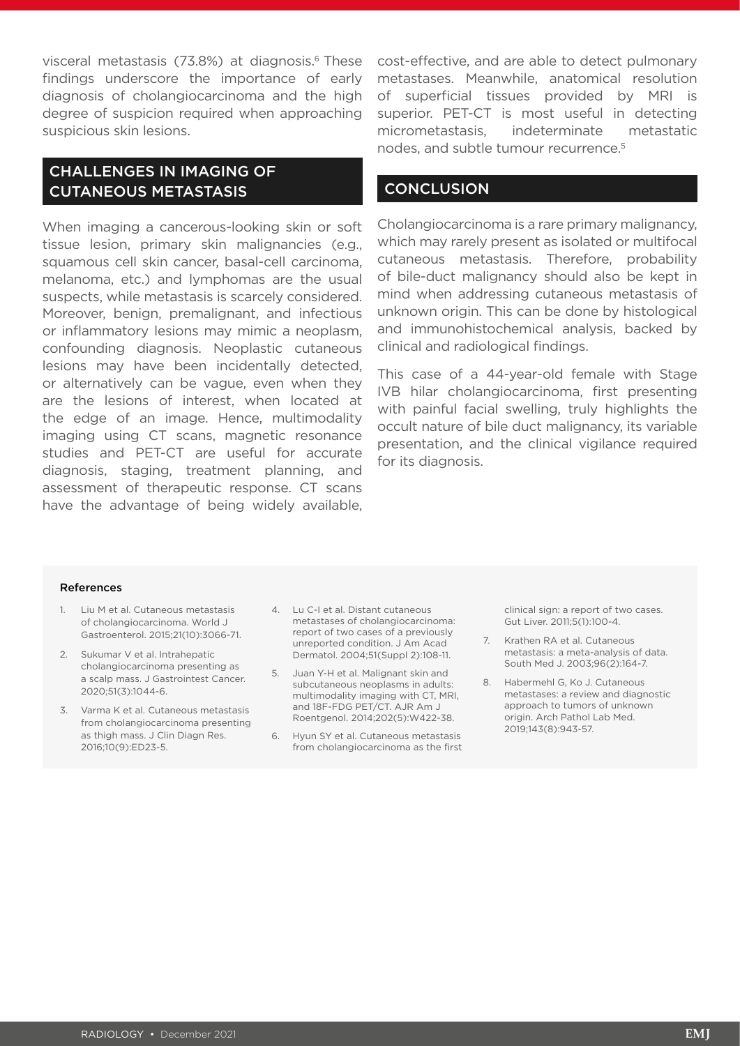visceral metastasis (73.8%) at diagnosis.[6] These findings underscore the importance of early diagnosis of cholangiocarcinoma and the high degree of suspicion required when approaching suspicious skin lesions.

## CHALLENGES IN IMAGING OF CUTANEOUS METASTASIS

When imaging a cancerous-looking skin or soft tissue lesion, primary skin malignancies (e.g., squamous cell skin cancer, basal-cell carcinoma, melanoma, etc.) and lymphomas are the usual suspects, while metastasis is scarcely considered. Moreover, benign, premalignant, and infectious or inflammatory lesions may mimic a neoplasm, confounding diagnosis. Neoplastic cutaneous lesions may have been incidentally detected, or alternatively can be vague, even when they are the lesions of interest, when located at the edge of an image. Hence, multimodality imaging using CT scans, magnetic resonance studies and PET-CT are useful for accurate diagnosis, staging, treatment planning, and assessment of therapeutic response. CT scans have the advantage of being widely available, cost-effective, and are able to detect pulmonary metastases. Meanwhile, anatomical resolution of superficial tissues provided by MRI is superior. PET-CT is most useful in detecting micrometastasis, indeterminate metastatic nodes, and subtle tumour recurrence.[5]

## CONCLUSION

Cholangiocarcinoma is a rare primary malignancy, which may rarely present as isolated or multifocal cutaneous metastasis. Therefore, probability of bile-duct malignancy should also be kept in mind when addressing cutaneous metastasis of unknown origin. This can be done by histological and immunohistochemical analysis, backed by clinical and radiological findings.

This case of a 44-year-old female with Stage IVB hilar cholangiocarcinoma, first presenting with painful facial swelling, truly highlights the occult nature of bile duct malignancy, its variable presentation, and the clinical vigilance required for its diagnosis.

#### References

1. Liu M et al. Cutaneous metastasis of cholangiocarcinoma. World J Gastroenterol. 2015;21(10):3066-71.
2. Sukumar V et al. Intrahepatic cholangiocarcinoma presenting as a scalp mass. J Gastrointest Cancer. 2020;51(3):1044-6.
3. Varma K et al. Cutaneous metastasis from cholangiocarcinoma presenting as thigh mass. J Clin Diagn Res. 2016;10(9):ED23-5.
4. Lu C-I et al. Distant cutaneous metastases of cholangiocarcinoma: report of two cases of a previously unreported condition. J Am Acad Dermatol. 2004;51(Suppl 2):108-11.
5. Juan Y-H et al. Malignant skin and subcutaneous neoplasms in adults: multimodality imaging with CT, MRI, and 18F-FDG PET/CT. AJR Am J Roentgenol. 2014;202(5):W422-38.
6. Hyun SY et al. Cutaneous metastasis from cholangiocarcinoma as the first clinical sign: a report of two cases. Gut Liver. 2011;5(1):100-4.
7. Krathen RA et al. Cutaneous metastasis: a meta-analysis of data. South Med J. 2003;96(2):164-7.
8. Habermehl G, Ko J. Cutaneous metastases: a review and diagnostic approach to tumors of unknown origin. Arch Pathol Lab Med. 2019;143(8):943-57.